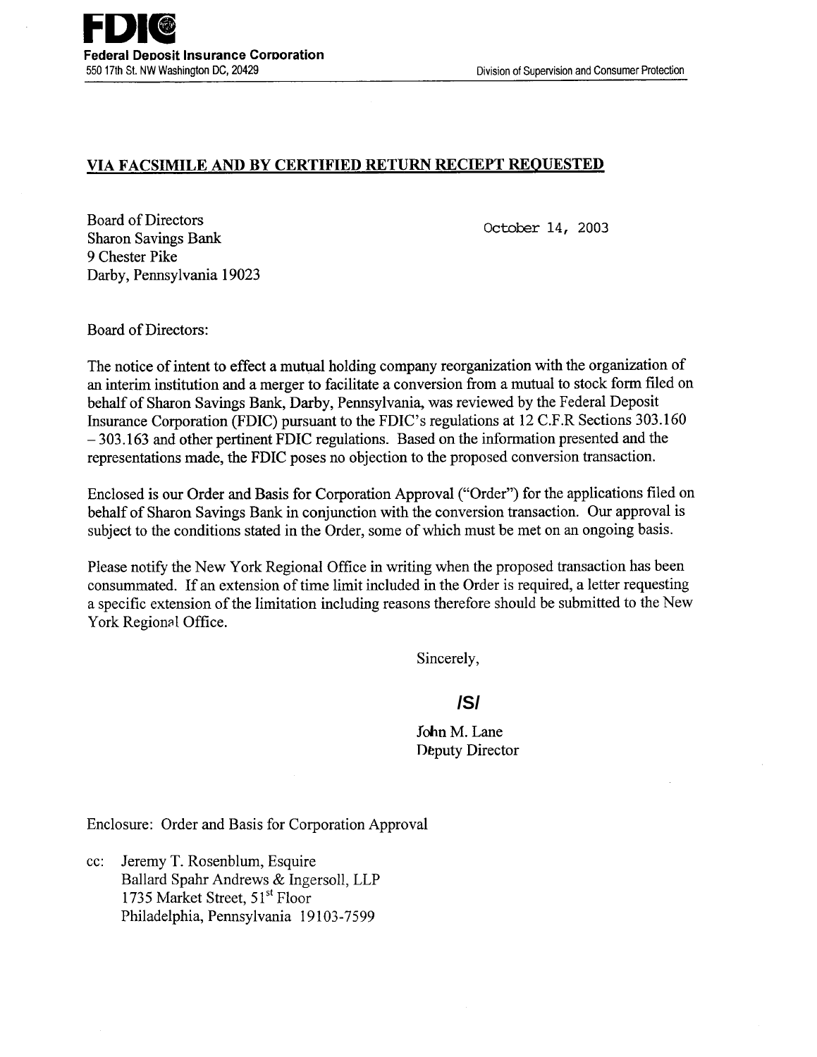**FDIC**
**Federal Deposit Insurance Corporation**
550 17th St. NW Washington DC, 20429

Division of Supervision and Consumer Protection

**VIA FACSIMILE AND BY CERTIFIED RETURN RECIEPT REQUESTED**

Board of Directors
Sharon Savings Bank
9 Chester Pike
Darby, Pennsylvania 19023

October 14, 2003

Board of Directors:

The notice of intent to effect a mutual holding company reorganization with the organization of an interim institution and a merger to facilitate a conversion from a mutual to stock form filed on behalf of Sharon Savings Bank, Darby, Pennsylvania, was reviewed by the Federal Deposit Insurance Corporation (FDIC) pursuant to the FDIC's regulations at 12 C.F.R Sections 303.160 – 303.163 and other pertinent FDIC regulations. Based on the information presented and the representations made, the FDIC poses no objection to the proposed conversion transaction.

Enclosed is our Order and Basis for Corporation Approval ("Order") for the applications filed on behalf of Sharon Savings Bank in conjunction with the conversion transaction. Our approval is subject to the conditions stated in the Order, some of which must be met on an ongoing basis.

Please notify the New York Regional Office in writing when the proposed transaction has been consummated. If an extension of time limit included in the Order is required, a letter requesting a specific extension of the limitation including reasons therefore should be submitted to the New York Regional Office.

Sincerely,

/S/

John M. Lane
Deputy Director

Enclosure: Order and Basis for Corporation Approval

cc: Jeremy T. Rosenblum, Esquire
Ballard Spahr Andrews & Ingersoll, LLP
1735 Market Street, 51st Floor
Philadelphia, Pennsylvania 19103-7599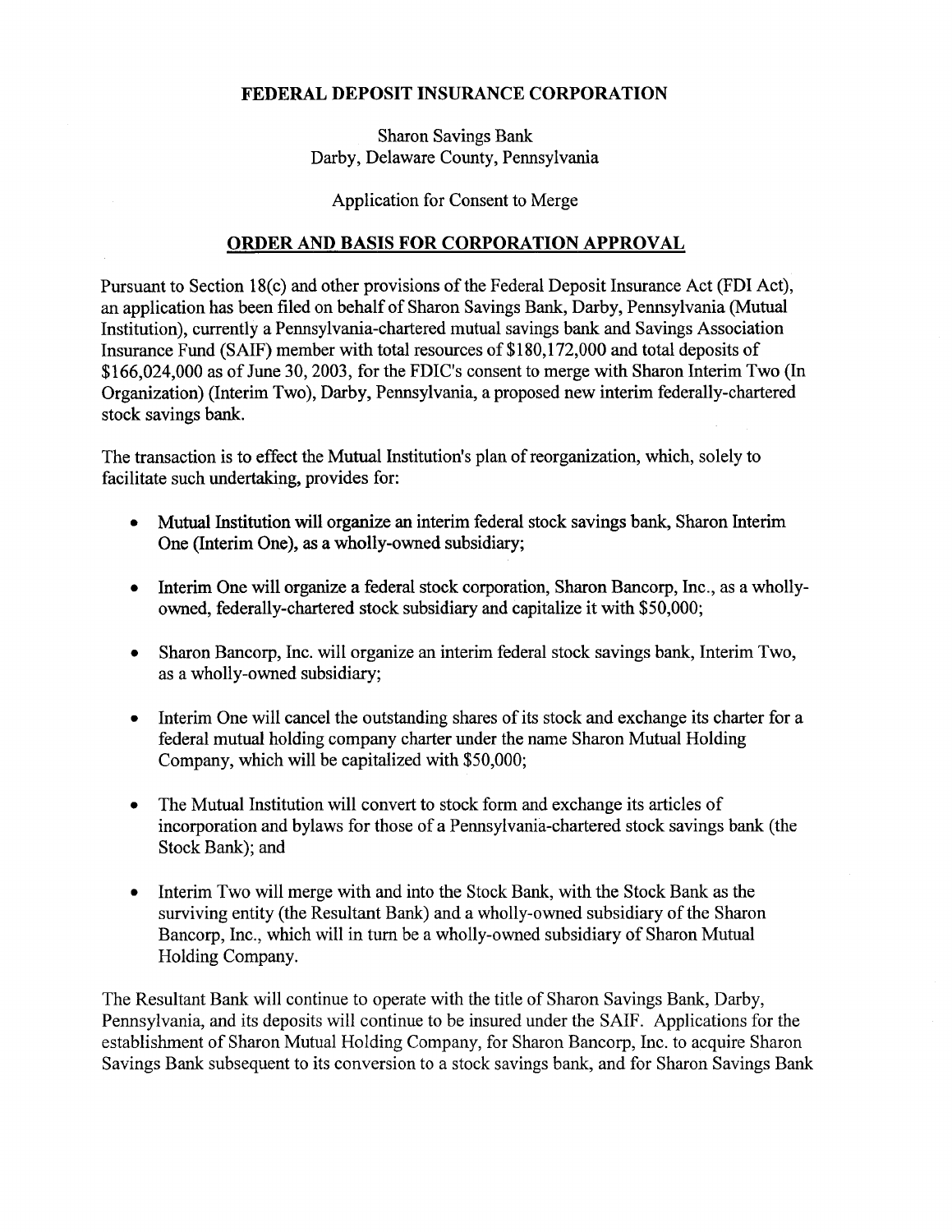**FEDERAL DEPOSIT INSURANCE CORPORATION**

Sharon Savings Bank
Darby, Delaware County, Pennsylvania

Application for Consent to Merge

**ORDER AND BASIS FOR CORPORATION APPROVAL**

Pursuant to Section 18(c) and other provisions of the Federal Deposit Insurance Act (FDI Act), an application has been filed on behalf of Sharon Savings Bank, Darby, Pennsylvania (Mutual Institution), currently a Pennsylvania-chartered mutual savings bank and Savings Association Insurance Fund (SAIF) member with total resources of $180,172,000 and total deposits of $166,024,000 as of June 30, 2003, for the FDIC's consent to merge with Sharon Interim Two (In Organization) (Interim Two), Darby, Pennsylvania, a proposed new interim federally-chartered stock savings bank.

The transaction is to effect the Mutual Institution's plan of reorganization, which, solely to facilitate such undertaking, provides for:

- Mutual Institution will organize an interim federal stock savings bank, Sharon Interim One (Interim One), as a wholly-owned subsidiary;
- Interim One will organize a federal stock corporation, Sharon Bancorp, Inc., as a wholly-owned, federally-chartered stock subsidiary and capitalize it with $50,000;
- Sharon Bancorp, Inc. will organize an interim federal stock savings bank, Interim Two, as a wholly-owned subsidiary;
- Interim One will cancel the outstanding shares of its stock and exchange its charter for a federal mutual holding company charter under the name Sharon Mutual Holding Company, which will be capitalized with $50,000;
- The Mutual Institution will convert to stock form and exchange its articles of incorporation and bylaws for those of a Pennsylvania-chartered stock savings bank (the Stock Bank); and
- Interim Two will merge with and into the Stock Bank, with the Stock Bank as the surviving entity (the Resultant Bank) and a wholly-owned subsidiary of the Sharon Bancorp, Inc., which will in turn be a wholly-owned subsidiary of Sharon Mutual Holding Company.

The Resultant Bank will continue to operate with the title of Sharon Savings Bank, Darby, Pennsylvania, and its deposits will continue to be insured under the SAIF. Applications for the establishment of Sharon Mutual Holding Company, for Sharon Bancorp, Inc. to acquire Sharon Savings Bank subsequent to its conversion to a stock savings bank, and for Sharon Savings Bank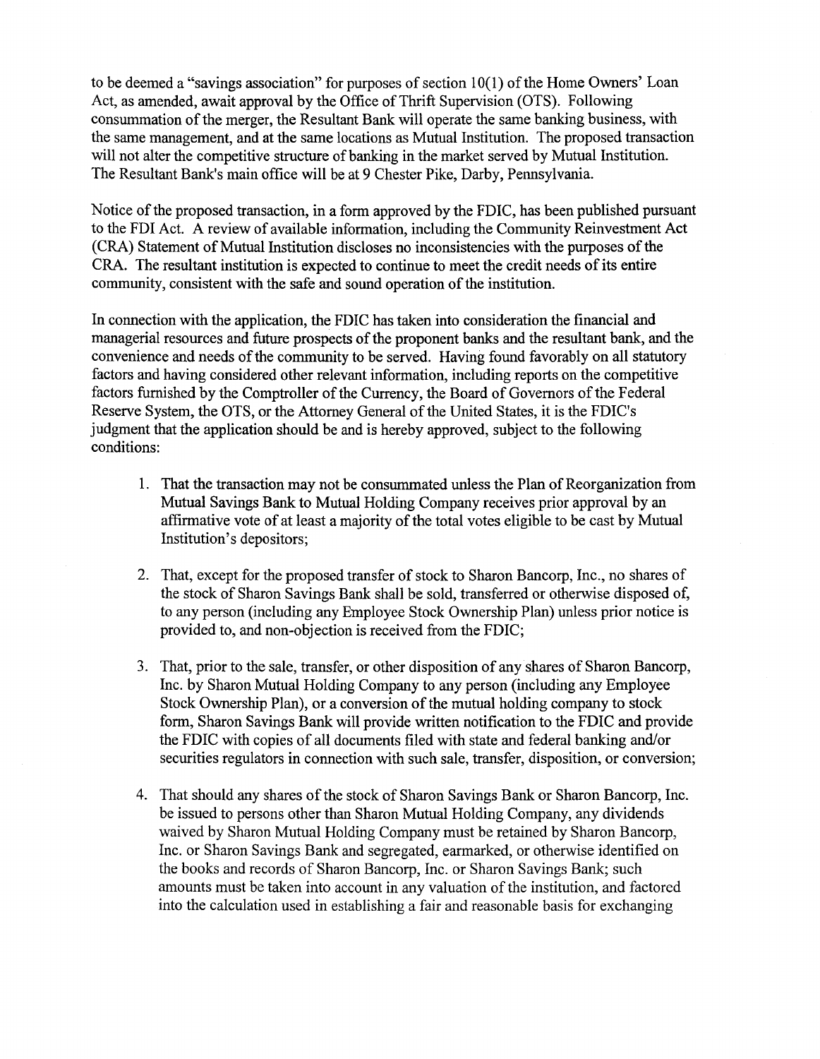to be deemed a "savings association" for purposes of section 10(l) of the Home Owners' Loan Act, as amended, await approval by the Office of Thrift Supervision (OTS). Following consummation of the merger, the Resultant Bank will operate the same banking business, with the same management, and at the same locations as Mutual Institution. The proposed transaction will not alter the competitive structure of banking in the market served by Mutual Institution. The Resultant Bank's main office will be at 9 Chester Pike, Darby, Pennsylvania.

Notice of the proposed transaction, in a form approved by the FDIC, has been published pursuant to the FDI Act. A review of available information, including the Community Reinvestment Act (CRA) Statement of Mutual Institution discloses no inconsistencies with the purposes of the CRA. The resultant institution is expected to continue to meet the credit needs of its entire community, consistent with the safe and sound operation of the institution.

In connection with the application, the FDIC has taken into consideration the financial and managerial resources and future prospects of the proponent banks and the resultant bank, and the convenience and needs of the community to be served. Having found favorably on all statutory factors and having considered other relevant information, including reports on the competitive factors furnished by the Comptroller of the Currency, the Board of Governors of the Federal Reserve System, the OTS, or the Attorney General of the United States, it is the FDIC's judgment that the application should be and is hereby approved, subject to the following conditions:

1. That the transaction may not be consummated unless the Plan of Reorganization from Mutual Savings Bank to Mutual Holding Company receives prior approval by an affirmative vote of at least a majority of the total votes eligible to be cast by Mutual Institution's depositors;

2. That, except for the proposed transfer of stock to Sharon Bancorp, Inc., no shares of the stock of Sharon Savings Bank shall be sold, transferred or otherwise disposed of, to any person (including any Employee Stock Ownership Plan) unless prior notice is provided to, and non-objection is received from the FDIC;

3. That, prior to the sale, transfer, or other disposition of any shares of Sharon Bancorp, Inc. by Sharon Mutual Holding Company to any person (including any Employee Stock Ownership Plan), or a conversion of the mutual holding company to stock form, Sharon Savings Bank will provide written notification to the FDIC and provide the FDIC with copies of all documents filed with state and federal banking and/or securities regulators in connection with such sale, transfer, disposition, or conversion;

4. That should any shares of the stock of Sharon Savings Bank or Sharon Bancorp, Inc. be issued to persons other than Sharon Mutual Holding Company, any dividends waived by Sharon Mutual Holding Company must be retained by Sharon Bancorp, Inc. or Sharon Savings Bank and segregated, earmarked, or otherwise identified on the books and records of Sharon Bancorp, Inc. or Sharon Savings Bank; such amounts must be taken into account in any valuation of the institution, and factored into the calculation used in establishing a fair and reasonable basis for exchanging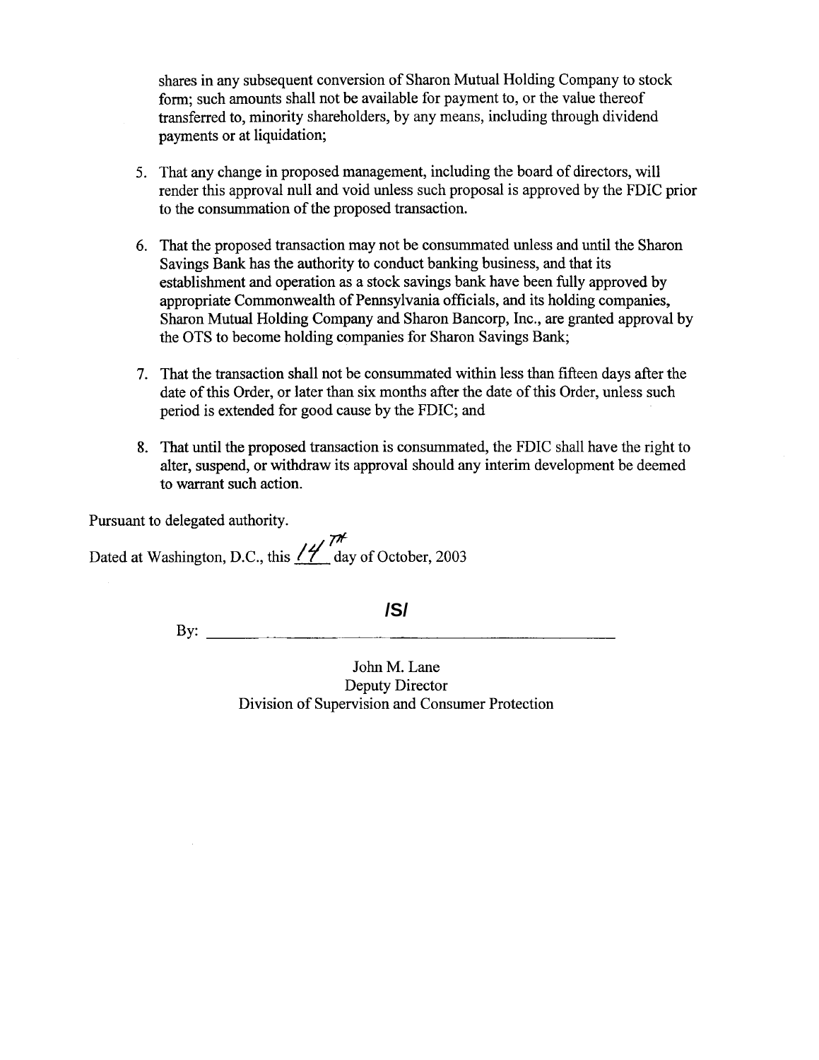shares in any subsequent conversion of Sharon Mutual Holding Company to stock form; such amounts shall not be available for payment to, or the value thereof transferred to, minority shareholders, by any means, including through dividend payments or at liquidation;

5. That any change in proposed management, including the board of directors, will render this approval null and void unless such proposal is approved by the FDIC prior to the consummation of the proposed transaction.

6. That the proposed transaction may not be consummated unless and until the Sharon Savings Bank has the authority to conduct banking business, and that its establishment and operation as a stock savings bank have been fully approved by appropriate Commonwealth of Pennsylvania officials, and its holding companies, Sharon Mutual Holding Company and Sharon Bancorp, Inc., are granted approval by the OTS to become holding companies for Sharon Savings Bank;

7. That the transaction shall not be consummated within less than fifteen days after the date of this Order, or later than six months after the date of this Order, unless such period is extended for good cause by the FDIC; and

8. That until the proposed transaction is consummated, the FDIC shall have the right to alter, suspend, or withdraw its approval should any interim development be deemed to warrant such action.

Pursuant to delegated authority.

Dated at Washington, D.C., this 14th day of October, 2003

By: /S/

John M. Lane
Deputy Director
Division of Supervision and Consumer Protection